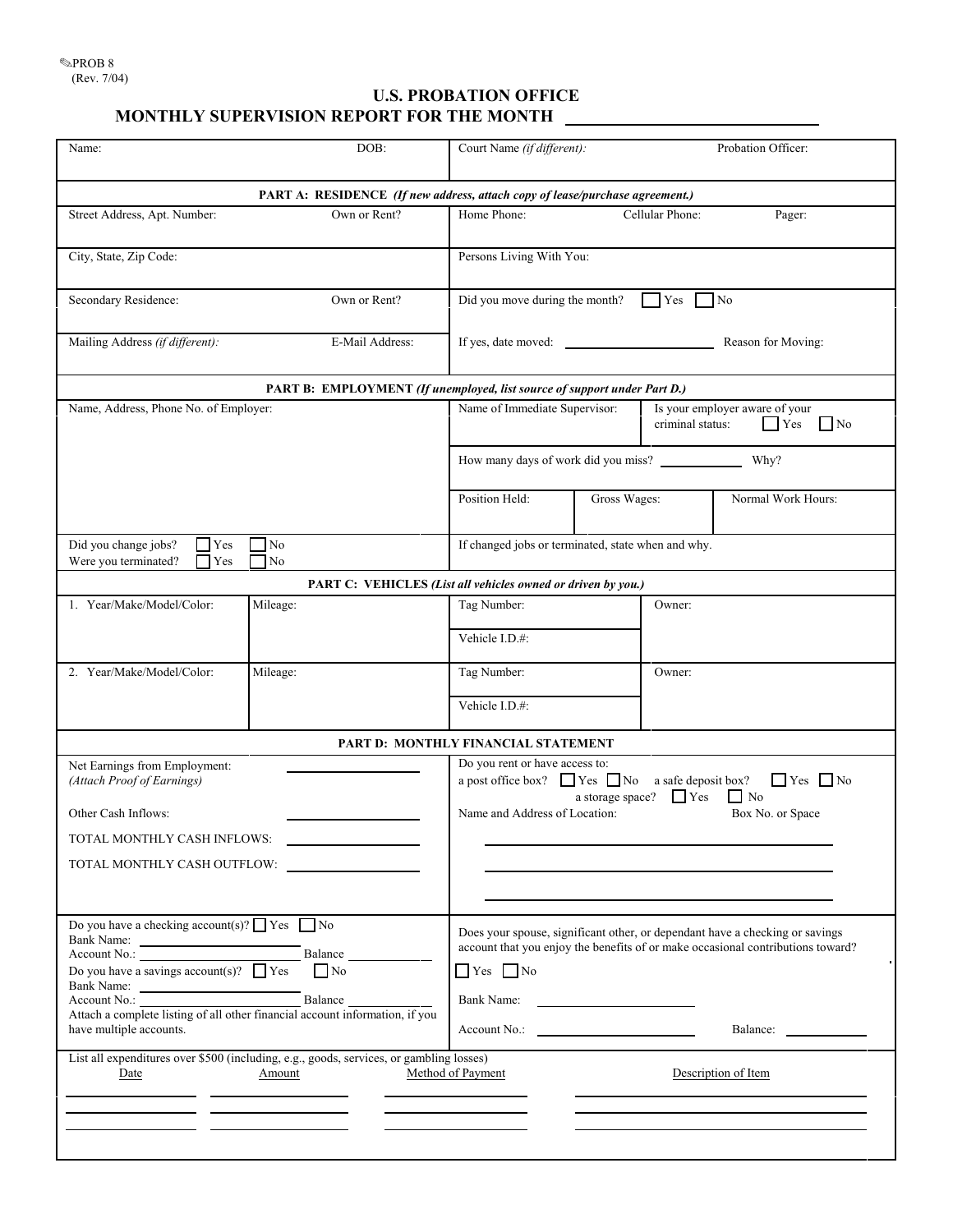PROB 8
(Rev. 7/04)

# U.S. PROBATION OFFICE
## MONTHLY SUPERVISION REPORT FOR THE MONTH ____________________

| Name: | DOB: | Court Name *(if different)*: | Probation Officer: |
|---|---|---|---|

**PART A: RESIDENCE** ***(If new address, attach copy of lease/purchase agreement.)***

| | | | |
|---|---|---|---|
| Street Address, Apt. Number: | Own or Rent? | Home Phone: Cellular Phone: | Pager: |
| City, State, Zip Code: | | Persons Living With You: | |
| Secondary Residence: | Own or Rent? | Did you move during the month? ☐ Yes ☐ No | |
| Mailing Address *(if different)*: | E-Mail Address: | If yes, date moved: ____________ | Reason for Moving: |

**PART B: EMPLOYMENT** ***(If unemployed, list source of support under Part D.)***

| | | | |
|---|---|---|---|
| Name, Address, Phone No. of Employer: | Name of Immediate Supervisor: | Is your employer aware of your criminal status: ☐ Yes ☐ No | |
| | How many days of work did you miss? ________ Why? | | |
| | Position Held: | Gross Wages: | Normal Work Hours: |
| Did you change jobs? ☐ Yes ☐ No<br>Were you terminated? ☐ Yes ☐ No | If changed jobs or terminated, state when and why. | | |

**PART C: VEHICLES** ***(List all vehicles owned or driven by you.)***

| | | | |
|---|---|---|---|
| 1. Year/Make/Model/Color: | Mileage: | Tag Number:<br>Vehicle I.D.#: | Owner: |
| 2. Year/Make/Model/Color: | Mileage: | Tag Number:<br>Vehicle I.D.#: | Owner: |

**PART D: MONTHLY FINANCIAL STATEMENT**

Net Earnings from Employment: ____________
*(Attach Proof of Earnings)*

Other Cash Inflows: ____________

TOTAL MONTHLY CASH INFLOWS: ____________

TOTAL MONTHLY CASH OUTFLOW: ____________

Do you rent or have access to:
a post office box? ☐ Yes ☐ No a safe deposit box? ☐ Yes ☐ No
a storage space? ☐ Yes ☐ No

Name and Address of Location: Box No. or Space

______________________________

______________________________

______________________________

Do you have a checking account(s)? ☐ Yes ☐ No
Bank Name: ____________
Account No.: ____________ Balance ____________
Do you have a savings account(s)? ☐ Yes ☐ No
Bank Name: ____________
Account No.: ____________ Balance ____________
Attach a complete listing of all other financial account information, if you have multiple accounts.

Does your spouse, significant other, or dependant have a checking or savings account that you enjoy the benefits of or make occasional contributions toward?

☐ Yes ☐ No

Bank Name: ____________

Account No.: ____________ Balance: ____________

List all expenditures over $500 (including, e.g., goods, services, or gambling losses)

| Date | Amount | Method of Payment | Description of Item |
|---|---|---|---|
| | | | |
| | | | |
| | | | |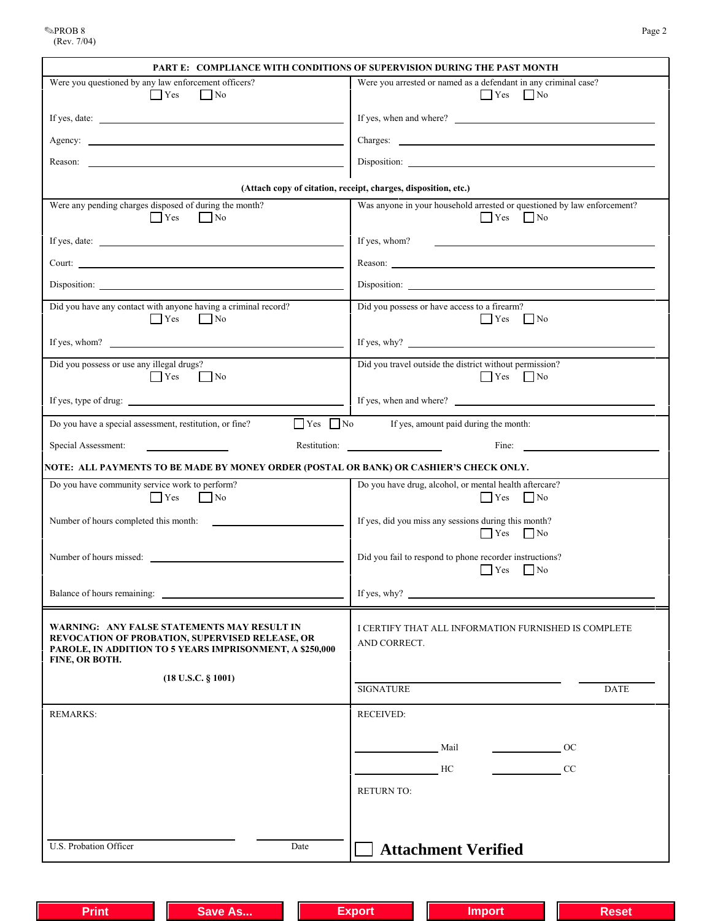PROB 8
(Rev. 7/04)

## PART E: COMPLIANCE WITH CONDITIONS OF SUPERVISION DURING THE PAST MONTH

Were you questioned by any law enforcement officers? ☐ Yes ☐ No

If yes, date: ____________________

Agency: ____________________

Reason: ____________________

Were you arrested or named as a defendant in any criminal case? ☐ Yes ☐ No

If yes, when and where? ____________________

Charges: ____________________

Disposition: ____________________

**(Attach copy of citation, receipt, charges, disposition, etc.)**

Were any pending charges disposed of during the month? ☐ Yes ☐ No

If yes, date: ____________________

Court: ____________________

Disposition: ____________________

Was anyone in your household arrested or questioned by law enforcement? ☐ Yes ☐ No

If yes, whom? ____________________

Reason: ____________________

Disposition: ____________________

Did you have any contact with anyone having a criminal record? ☐ Yes ☐ No

If yes, whom? ____________________

Did you possess or have access to a firearm? ☐ Yes ☐ No

If yes, why? ____________________

Did you possess or use any illegal drugs? ☐ Yes ☐ No

If yes, type of drug: ____________________

Did you travel outside the district without permission? ☐ Yes ☐ No

If yes, when and where? ____________________

Do you have a special assessment, restitution, or fine? ☐ Yes ☐ No  If yes, amount paid during the month:

Special Assessment: __________ Restitution: __________ Fine: __________

**NOTE: ALL PAYMENTS TO BE MADE BY MONEY ORDER (POSTAL OR BANK) OR CASHIER'S CHECK ONLY.**

Do you have community service work to perform? ☐ Yes ☐ No

Number of hours completed this month: ____________________

Number of hours missed: ____________________

Balance of hours remaining: ____________________

Do you have drug, alcohol, or mental health aftercare? ☐ Yes ☐ No

If yes, did you miss any sessions during this month? ☐ Yes ☐ No

Did you fail to respond to phone recorder instructions? ☐ Yes ☐ No

If yes, why? ____________________

**WARNING: ANY FALSE STATEMENTS MAY RESULT IN REVOCATION OF PROBATION, SUPERVISED RELEASE, OR PAROLE, IN ADDITION TO 5 YEARS IMPRISONMENT, A $250,000 FINE, OR BOTH.**

**(18 U.S.C. § 1001)**

I CERTIFY THAT ALL INFORMATION FURNISHED IS COMPLETE AND CORRECT.

____________________ SIGNATURE    __________ DATE

REMARKS:

____________________ U.S. Probation Officer    __________ Date

RECEIVED:

__________ Mail    __________ OC

__________ HC    __________ CC

RETURN TO:

☐ **Attachment Verified**

Print | Save As... | Export | Import | Reset